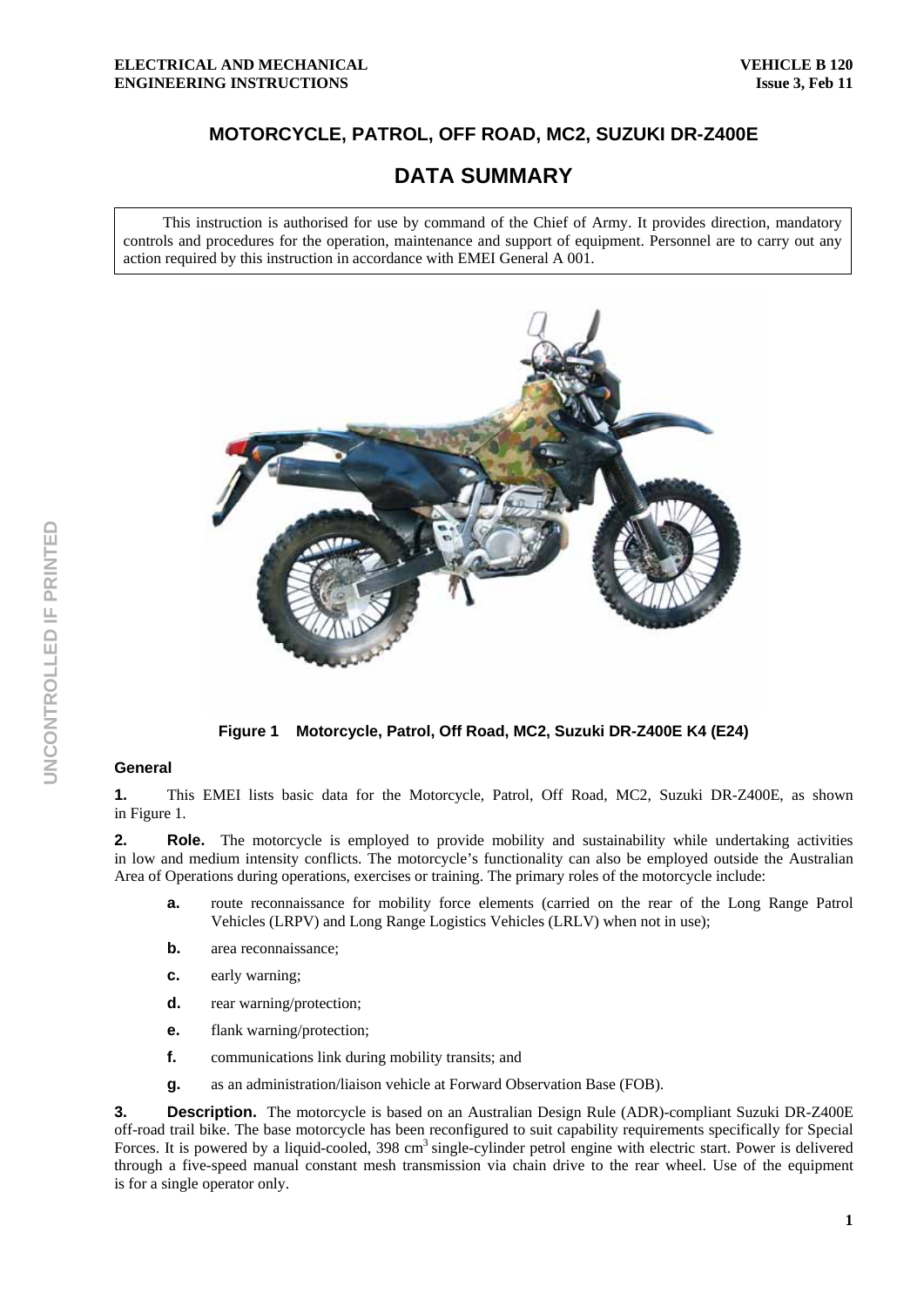# MOTORCYCLE, PATROL, OFF ROAD, MC2, SUZUKI DR-Z400E

## DATA SUMMARY

This instruction is authorised for use by command of the Chief of Army. It provides direction, mandatory controls and procedures for the operation, maintenance and support of equipment. Personnel are to carry out any action required by this instruction in accordance with EMEI General A 001.

**Figure 1 Motorcycle, Patrol, Off Road, MC2, Suzuki DR-Z400E K4 (E24)**

### General

**1.** This EMEI lists basic data for the Motorcycle, Patrol, Off Road, MC2, Suzuki DR-Z400E, as shown in Figure 1.

**2. Role.** The motorcycle is employed to provide mobility and sustainability while undertaking activities in low and medium intensity conflicts. The motorcycle's functionality can also be employed outside the Australian Area of Operations during operations, exercises or training. The primary roles of the motorcycle include:

- **a.** route reconnaissance for mobility force elements (carried on the rear of the Long Range Patrol Vehicles (LRPV) and Long Range Logistics Vehicles (LRLV) when not in use);
- **b.** area reconnaissance;
- **c.** early warning;
- **d.** rear warning/protection;
- **e.** flank warning/protection;
- **f.** communications link during mobility transits; and
- **g.** as an administration/liaison vehicle at Forward Observation Base (FOB).

**3. Description.** The motorcycle is based on an Australian Design Rule (ADR)-compliant Suzuki DR-Z400E off-road trail bike. The base motorcycle has been reconfigured to suit capability requirements specifically for Special Forces. It is powered by a liquid-cooled, 398 $cm^3$ single-cylinder petrol engine with electric start. Power is delivered through a five-speed manual constant mesh transmission via chain drive to the rear wheel. Use of the equipment is for a single operator only.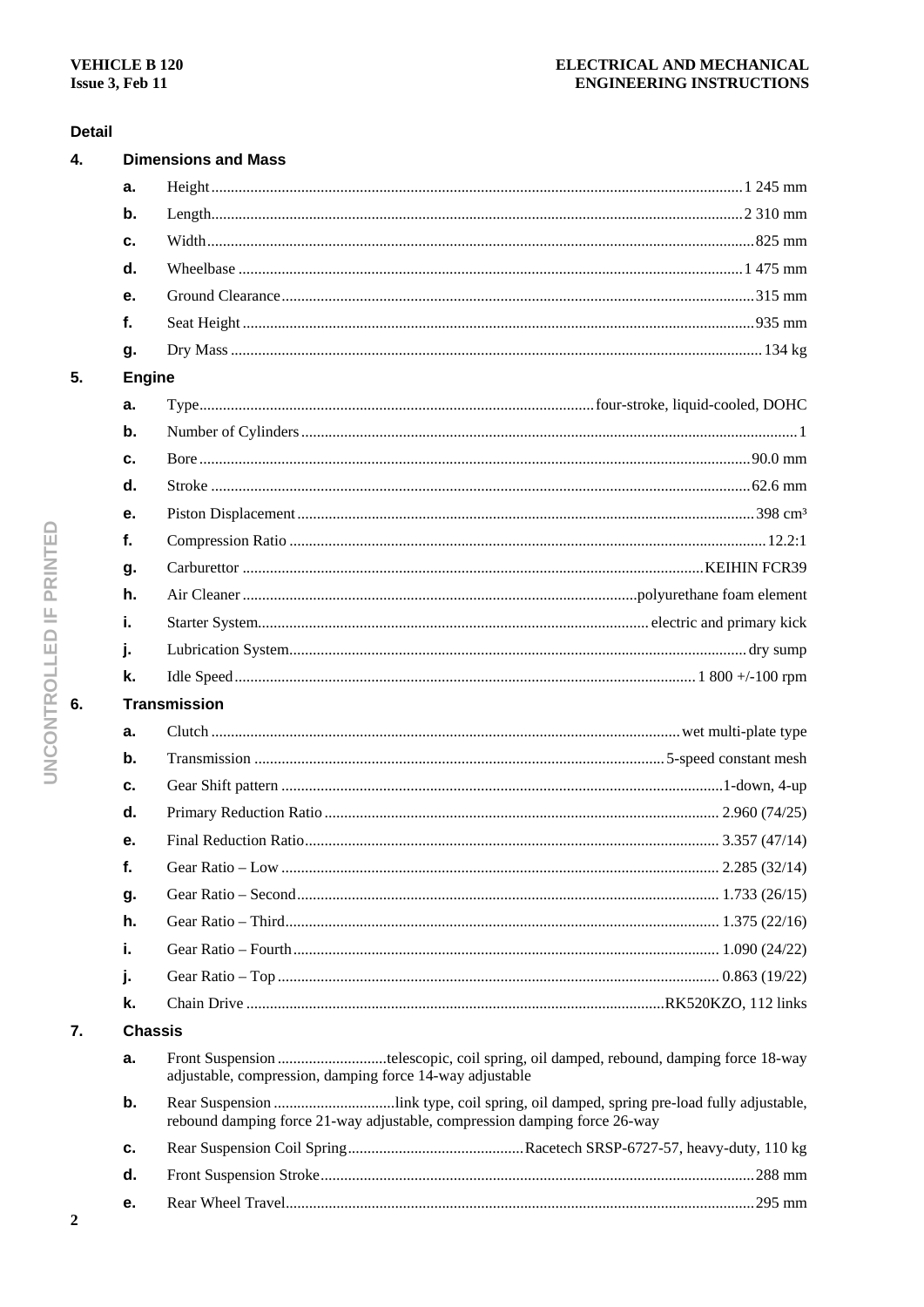## Detail

### 4. Dimensions and Mass

- **a.** Height ........ 1 245 mm
- **b.** Length ........ 2 310 mm
- **c.** Width ........ 825 mm
- **d.** Wheelbase ........ 1 475 mm
- **e.** Ground Clearance ........ 315 mm
- **f.** Seat Height ........ 935 mm
- **g.** Dry Mass ........ 134 kg

### 5. Engine

- **a.** Type ........ four-stroke, liquid-cooled, DOHC
- **b.** Number of Cylinders ........ 1
- **c.** Bore ........ 90.0 mm
- **d.** Stroke ........ 62.6 mm
- **e.** Piston Displacement ........ 398 cm³
- **f.** Compression Ratio ........ 12.2:1
- **g.** Carburettor ........ KEIHIN FCR39
- **h.** Air Cleaner ........ polyurethane foam element
- **i.** Starter System ........ electric and primary kick
- **j.** Lubrication System ........ dry sump
- **k.** Idle Speed ........ 1 800 +/-100 rpm

### 6. Transmission

- **a.** Clutch ........ wet multi-plate type
- **b.** Transmission ........ 5-speed constant mesh
- **c.** Gear Shift pattern ........ 1-down, 4-up
- **d.** Primary Reduction Ratio ........ 2.960 (74/25)
- **e.** Final Reduction Ratio ........ 3.357 (47/14)
- **f.** Gear Ratio – Low ........ 2.285 (32/14)
- **g.** Gear Ratio – Second ........ 1.733 (26/15)
- **h.** Gear Ratio – Third ........ 1.375 (22/16)
- **i.** Gear Ratio – Fourth ........ 1.090 (24/22)
- **j.** Gear Ratio – Top ........ 0.863 (19/22)
- **k.** Chain Drive ........ RK520KZO, 112 links

### 7. Chassis

- **a.** Front Suspension ........ telescopic, coil spring, oil damped, rebound, damping force 18-way adjustable, compression, damping force 14-way adjustable
- **b.** Rear Suspension ........ link type, coil spring, oil damped, spring pre-load fully adjustable, rebound damping force 21-way adjustable, compression damping force 26-way
- **c.** Rear Suspension Coil Spring ........ Racetech SRSP-6727-57, heavy-duty, 110 kg
- **d.** Front Suspension Stroke ........ 288 mm
- **e.** Rear Wheel Travel ........ 295 mm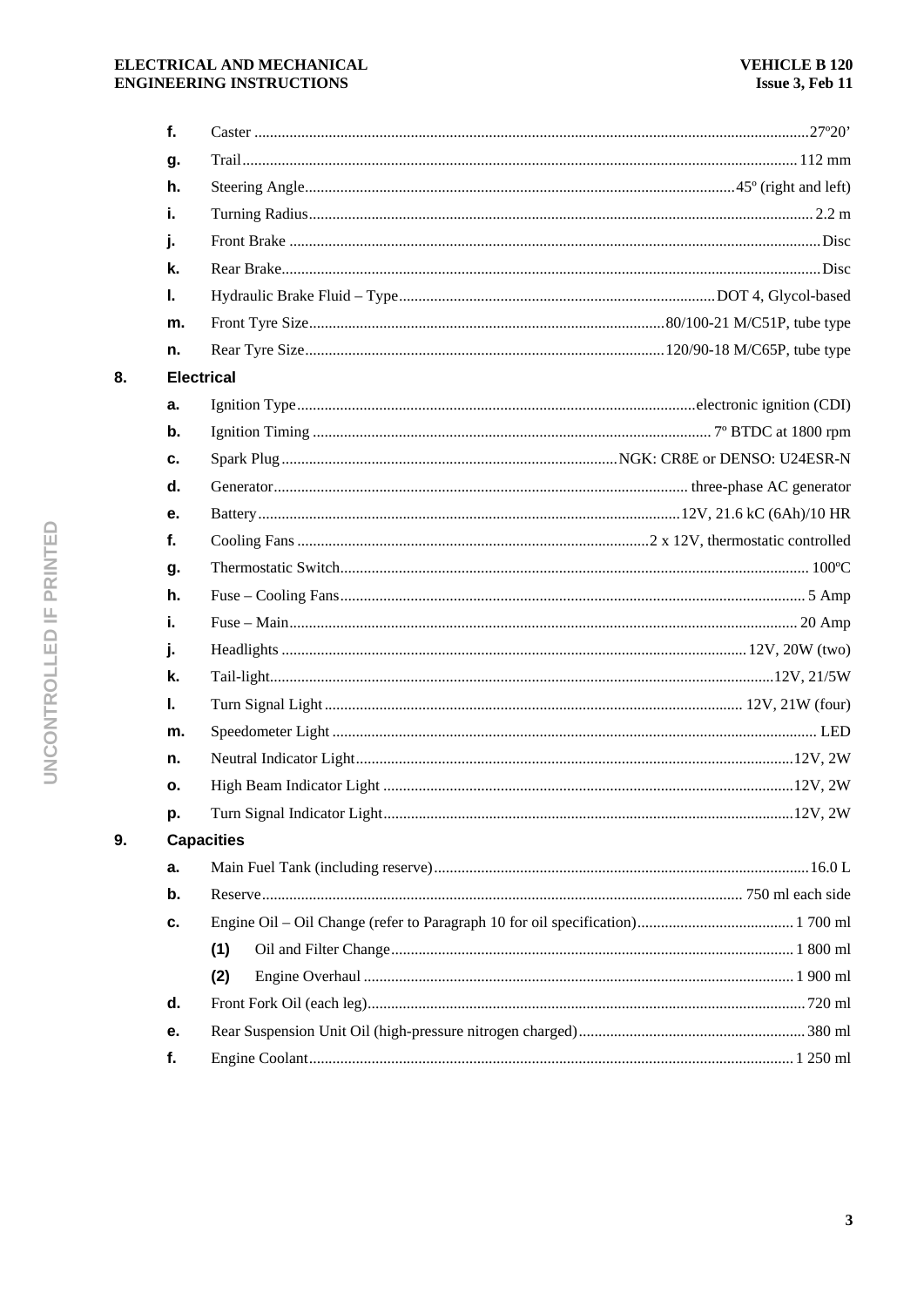f. Caster ........................................................................................................................................27º20'

g. Trail........................................................................................................................................ 112 mm

h. Steering Angle..........................................................................................................45º (right and left)

i. Turning Radius............................................................................................................................. 2.2 m

j. Front Brake ................................................................................................................................... Disc

k. Rear Brake..................................................................................................................................... Disc

l. Hydraulic Brake Fluid – Type.................................................................................DOT 4, Glycol-based

m. Front Tyre Size.........................................................................................80/100-21 M/C51P, tube type

n. Rear Tyre Size...........................................................................................120/90-18 M/C65P, tube type

## 8. Electrical

a. Ignition Type.......................................................................................................electronic ignition (CDI)

b. Ignition Timing ................................................................................................... 7º BTDC at 1800 rpm

c. Spark Plug ........................................................................................NGK: CR8E or DENSO: U24ESR-N

d. Generator......................................................................................................... three-phase AC generator

e. Battery..........................................................................................................12V, 21.6 kC (6Ah)/10 HR

f. Cooling Fans ..........................................................................................2 x 12V, thermostatic controlled

g. Thermostatic Switch...................................................................................................................... 100ºC

h. Fuse – Cooling Fans....................................................................................................................... 5 Amp

i. Fuse – Main.................................................................................................................................. 20 Amp

j. Headlights ................................................................................................................... 12V, 20W (two)

k. Tail-light.................................................................................................................................12V, 21/5W

l. Turn Signal Light ........................................................................................................ 12V, 21W (four)

m. Speedometer Light ............................................................................................................................ LED

n. Neutral Indicator Light.............................................................................................................12V, 2W

o. High Beam Indicator Light .......................................................................................................12V, 2W

p. Turn Signal Indicator Light.......................................................................................................12V, 2W

## 9. Capacities

a. Main Fuel Tank (including reserve)............................................................................................16.0 L

b. Reserve........................................................................................................................ 750 ml each side

c. Engine Oil – Oil Change (refer to Paragraph 10 for oil specification)....................................... 1 700 ml

(1) Oil and Filter Change.................................................................................................... 1 800 ml

(2) Engine Overhaul ........................................................................................................... 1 900 ml

d. Front Fork Oil (each leg)............................................................................................................. 720 ml

e. Rear Suspension Unit Oil (high-pressure nitrogen charged)......................................................... 380 ml

f. Engine Coolant......................................................................................................................... 1 250 ml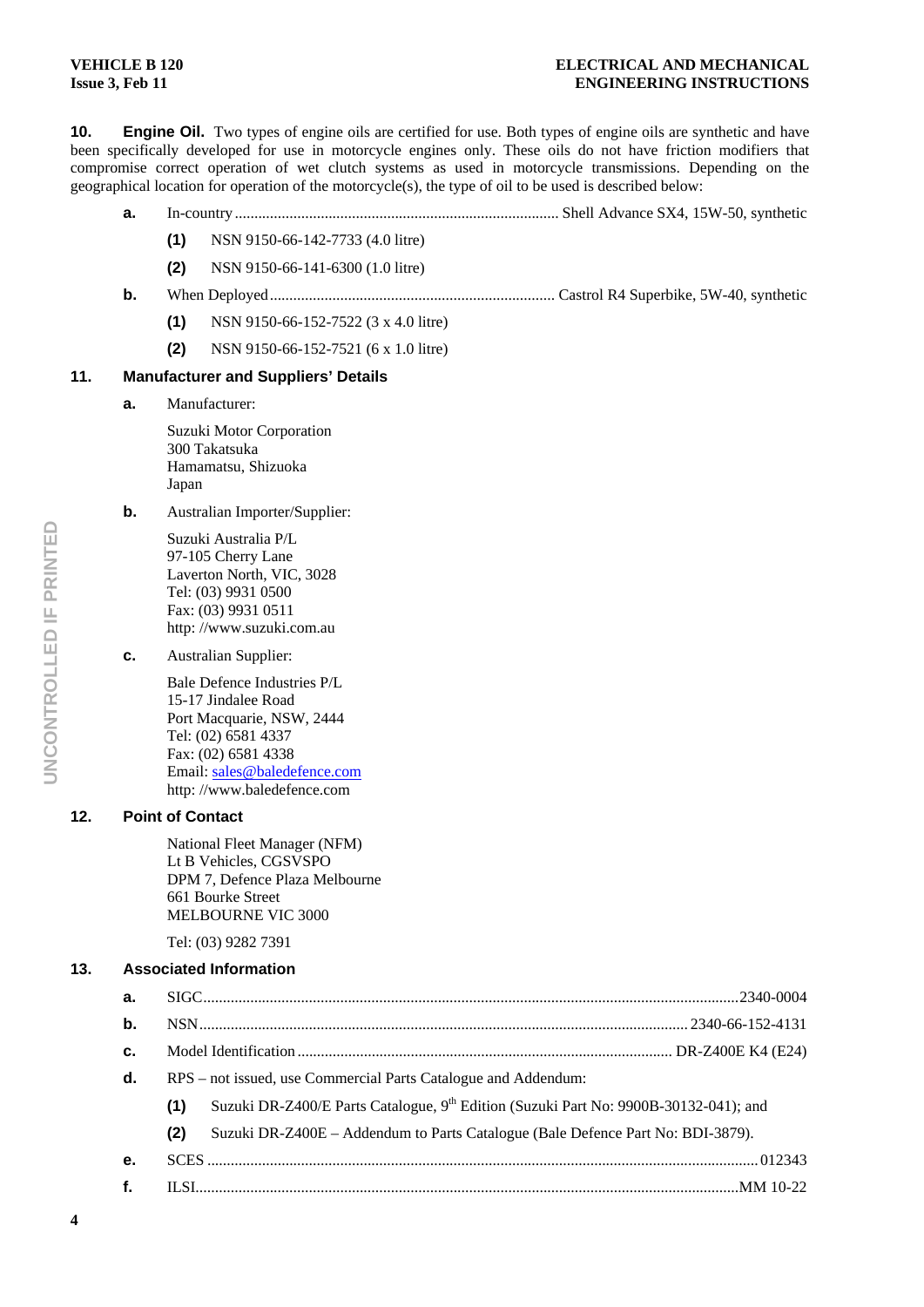**10.** **Engine Oil.** Two types of engine oils are certified for use. Both types of engine oils are synthetic and have been specifically developed for use in motorcycle engines only. These oils do not have friction modifiers that compromise correct operation of wet clutch systems as used in motorcycle transmissions. Depending on the geographical location for operation of the motorcycle(s), the type of oil to be used is described below:

- **a.** In-country .................................................................................. Shell Advance SX4, 15W-50, synthetic
  - **(1)** NSN 9150-66-142-7733 (4.0 litre)
  - **(2)** NSN 9150-66-141-6300 (1.0 litre)
- **b.** When Deployed ........................................................................ Castrol R4 Superbike, 5W-40, synthetic
  - **(1)** NSN 9150-66-152-7522 (3 x 4.0 litre)
  - **(2)** NSN 9150-66-152-7521 (6 x 1.0 litre)

## 11. Manufacturer and Suppliers' Details

**a.** Manufacturer:

Suzuki Motor Corporation
300 Takatsuka
Hamamatsu, Shizuoka
Japan

**b.** Australian Importer/Supplier:

Suzuki Australia P/L
97-105 Cherry Lane
Laverton North, VIC, 3028
Tel: (03) 9931 0500
Fax: (03) 9931 0511
http: //www.suzuki.com.au

**c.** Australian Supplier:

Bale Defence Industries P/L
15-17 Jindalee Road
Port Macquarie, NSW, 2444
Tel: (02) 6581 4337
Fax: (02) 6581 4338
Email: sales@baledefence.com
http: //www.baledefence.com

## 12. Point of Contact

National Fleet Manager (NFM)
Lt B Vehicles, CGSVSPO
DPM 7, Defence Plaza Melbourne
661 Bourke Street
MELBOURNE VIC 3000

Tel: (03) 9282 7391

## 13. Associated Information

- **a.** SIGC ........................................................................................................................ 2340-0004
- **b.** NSN ........................................................................................................................ 2340-66-152-4131
- **c.** Model Identification ............................................................................................ DR-Z400E K4 (E24)
- **d.** RPS – not issued, use Commercial Parts Catalogue and Addendum:
  - **(1)** Suzuki DR-Z400/E Parts Catalogue, 9th Edition (Suzuki Part No: 9900B-30132-041); and
  - **(2)** Suzuki DR-Z400E – Addendum to Parts Catalogue (Bale Defence Part No: BDI-3879).
- **e.** SCES ........................................................................................................................ 012343
- **f.** ILSI .......................................................................................................................... MM 10-22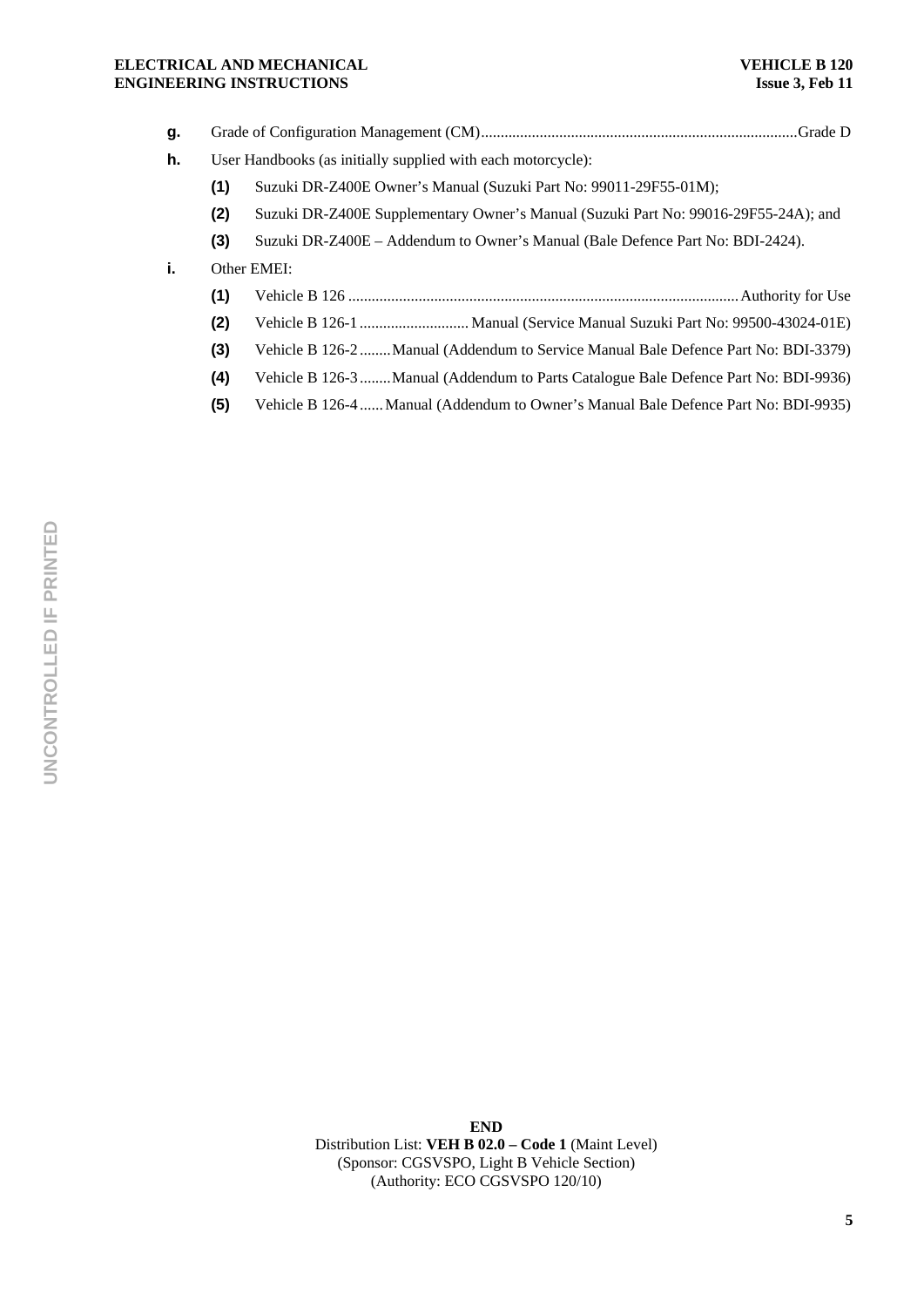**g.** Grade of Configuration Management (CM)................................................................................Grade D

**h.** User Handbooks (as initially supplied with each motorcycle):

- **(1)** Suzuki DR-Z400E Owner's Manual (Suzuki Part No: 99011-29F55-01M);
- **(2)** Suzuki DR-Z400E Supplementary Owner's Manual (Suzuki Part No: 99016-29F55-24A); and
- **(3)** Suzuki DR-Z400E – Addendum to Owner's Manual (Bale Defence Part No: BDI-2424).

**i.** Other EMEI:

- **(1)** Vehicle B 126 ..................................................................................................Authority for Use
- **(2)** Vehicle B 126-1 ............................ Manual (Service Manual Suzuki Part No: 99500-43024-01E)
- **(3)** Vehicle B 126-2 ........Manual (Addendum to Service Manual Bale Defence Part No: BDI-3379)
- **(4)** Vehicle B 126-3 ........Manual (Addendum to Parts Catalogue Bale Defence Part No: BDI-9936)
- **(5)** Vehicle B 126-4 ......Manual (Addendum to Owner's Manual Bale Defence Part No: BDI-9935)

**END**

Distribution List: **VEH B 02.0 – Code 1** (Maint Level)
(Sponsor: CGSVSPO, Light B Vehicle Section)
(Authority: ECO CGSVSPO 120/10)